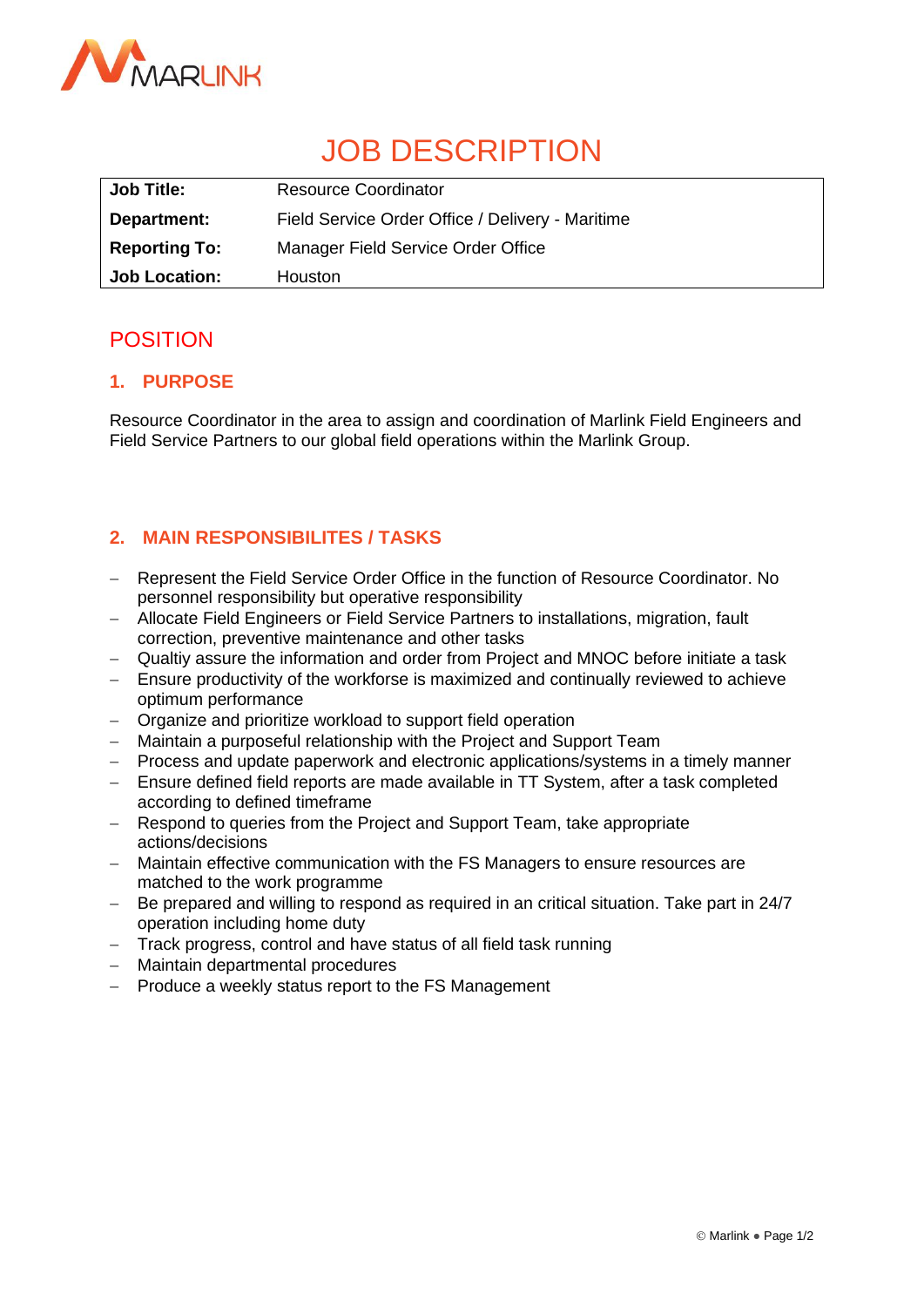# JOB DESCRIPTION

| **Job Title:** | Resource Coordinator |
|---|---|
| **Department:** | Field Service Order Office / Delivery - Maritime |
| **Reporting To:** | Manager Field Service Order Office |
| **Job Location:** | Houston |

## POSITION

### 1. PURPOSE

Resource Coordinator in the area to assign and coordination of Marlink Field Engineers and Field Service Partners to our global field operations within the Marlink Group.

### 2. MAIN RESPONSIBILITES / TASKS

- Represent the Field Service Order Office in the function of Resource Coordinator. No personnel responsibility but operative responsibility
- Allocate Field Engineers or Field Service Partners to installations, migration, fault correction, preventive maintenance and other tasks
- Qualtiy assure the information and order from Project and MNOC before initiate a task
- Ensure productivity of the workforse is maximized and continually reviewed to achieve optimum performance
- Organize and prioritize workload to support field operation
- Maintain a purposeful relationship with the Project and Support Team
- Process and update paperwork and electronic applications/systems in a timely manner
- Ensure defined field reports are made available in TT System, after a task completed according to defined timeframe
- Respond to queries from the Project and Support Team, take appropriate actions/decisions
- Maintain effective communication with the FS Managers to ensure resources are matched to the work programme
- Be prepared and willing to respond as required in an critical situation. Take part in 24/7 operation including home duty
- Track progress, control and have status of all field task running
- Maintain departmental procedures
- Produce a weekly status report to the FS Management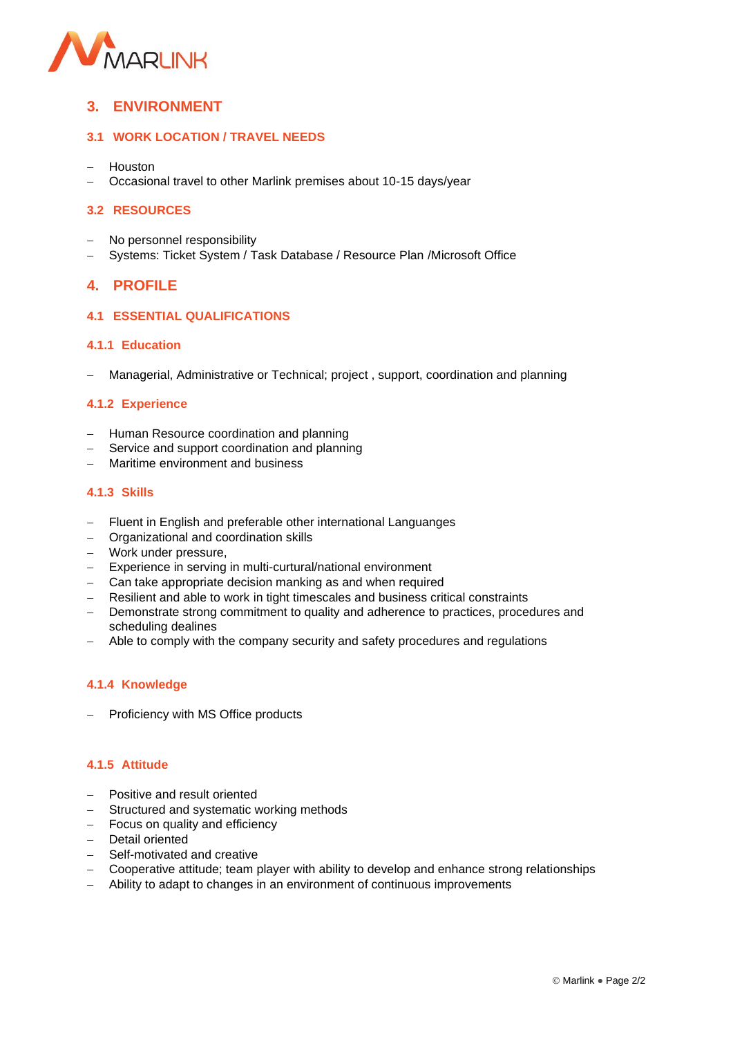## 3. ENVIRONMENT

### 3.1 WORK LOCATION / TRAVEL NEEDS

- Houston
- Occasional travel to other Marlink premises about 10-15 days/year

### 3.2 RESOURCES

- No personnel responsibility
- Systems: Ticket System / Task Database / Resource Plan /Microsoft Office

## 4. PROFILE

### 4.1 ESSENTIAL QUALIFICATIONS

#### 4.1.1 Education

- Managerial, Administrative or Technical; project , support, coordination and planning

#### 4.1.2 Experience

- Human Resource coordination and planning
- Service and support coordination and planning
- Maritime environment and business

#### 4.1.3 Skills

- Fluent in English and preferable other international Languanges
- Organizational and coordination skills
- Work under pressure,
- Experience in serving in multi-curtural/national environment
- Can take appropriate decision manking as and when required
- Resilient and able to work in tight timescales and business critical constraints
- Demonstrate strong commitment to quality and adherence to practices, procedures and scheduling dealines
- Able to comply with the company security and safety procedures and regulations

#### 4.1.4 Knowledge

- Proficiency with MS Office products

#### 4.1.5 Attitude

- Positive and result oriented
- Structured and systematic working methods
- Focus on quality and efficiency
- Detail oriented
- Self-motivated and creative
- Cooperative attitude; team player with ability to develop and enhance strong relationships
- Ability to adapt to changes in an environment of continuous improvements